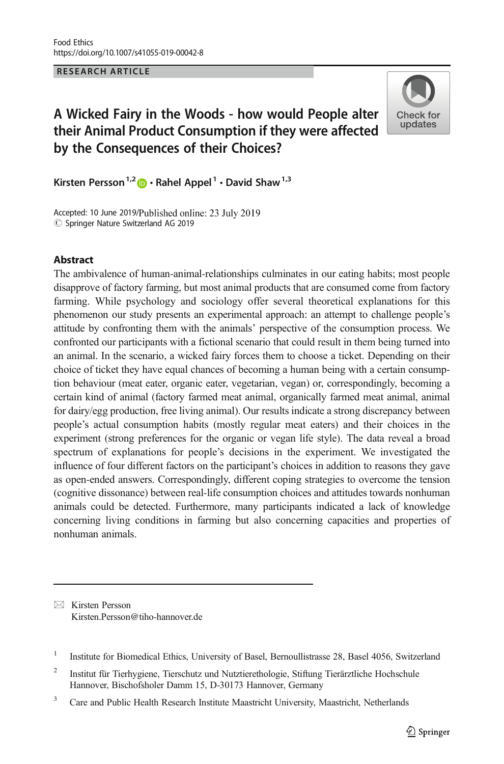Food Ethics
https://doi.org/10.1007/s41055-019-00042-8

RESEARCH ARTICLE

# A Wicked Fairy in the Woods - how would People alter their Animal Product Consumption if they were affected by the Consequences of their Choices?

Kirsten Persson[1,2] · Rahel Appel[1] · David Shaw[1,3]

Accepted: 10 June 2019/Published online: 23 July 2019
© Springer Nature Switzerland AG 2019

## Abstract

The ambivalence of human-animal-relationships culminates in our eating habits; most people disapprove of factory farming, but most animal products that are consumed come from factory farming. While psychology and sociology offer several theoretical explanations for this phenomenon our study presents an experimental approach: an attempt to challenge people's attitude by confronting them with the animals' perspective of the consumption process. We confronted our participants with a fictional scenario that could result in them being turned into an animal. In the scenario, a wicked fairy forces them to choose a ticket. Depending on their choice of ticket they have equal chances of becoming a human being with a certain consumption behaviour (meat eater, organic eater, vegetarian, vegan) or, correspondingly, becoming a certain kind of animal (factory farmed meat animal, organically farmed meat animal, animal for dairy/egg production, free living animal). Our results indicate a strong discrepancy between people's actual consumption habits (mostly regular meat eaters) and their choices in the experiment (strong preferences for the organic or vegan life style). The data reveal a broad spectrum of explanations for people's decisions in the experiment. We investigated the influence of four different factors on the participant's choices in addition to reasons they gave as open-ended answers. Correspondingly, different coping strategies to overcome the tension (cognitive dissonance) between real-life consumption choices and attitudes towards nonhuman animals could be detected. Furthermore, many participants indicated a lack of knowledge concerning living conditions in farming but also concerning capacities and properties of nonhuman animals.

---

✉ Kirsten Persson
Kirsten.Persson@tiho-hannover.de

[1] Institute for Biomedical Ethics, University of Basel, Bernoullistrasse 28, Basel 4056, Switzerland

[2] Institut für Tierhygiene, Tierschutz und Nutztierethologie, Stiftung Tierärztliche Hochschule Hannover, Bischofsholer Damm 15, D-30173 Hannover, Germany

[3] Care and Public Health Research Institute Maastricht University, Maastricht, Netherlands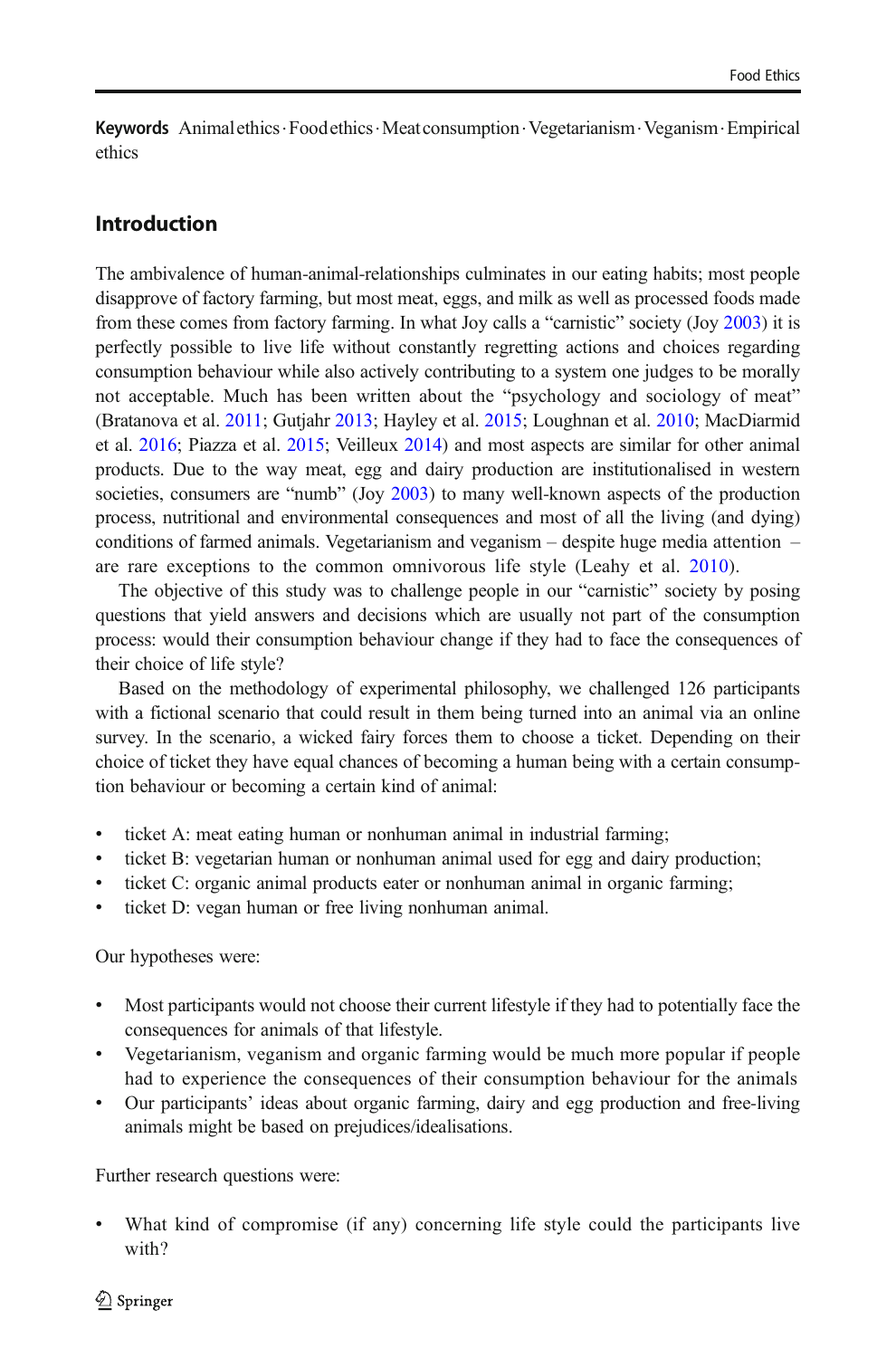**Keywords** Animal ethics · Food ethics · Meat consumption · Vegetarianism · Veganism · Empirical ethics

## Introduction

The ambivalence of human-animal-relationships culminates in our eating habits; most people disapprove of factory farming, but most meat, eggs, and milk as well as processed foods made from these comes from factory farming. In what Joy calls a "carnistic" society (Joy 2003) it is perfectly possible to live life without constantly regretting actions and choices regarding consumption behaviour while also actively contributing to a system one judges to be morally not acceptable. Much has been written about the "psychology and sociology of meat" (Bratanova et al. 2011; Gutjahr 2013; Hayley et al. 2015; Loughnan et al. 2010; MacDiarmid et al. 2016; Piazza et al. 2015; Veilleux 2014) and most aspects are similar for other animal products. Due to the way meat, egg and dairy production are institutionalised in western societies, consumers are "numb" (Joy 2003) to many well-known aspects of the production process, nutritional and environmental consequences and most of all the living (and dying) conditions of farmed animals. Vegetarianism and veganism – despite huge media attention – are rare exceptions to the common omnivorous life style (Leahy et al. 2010).

The objective of this study was to challenge people in our "carnistic" society by posing questions that yield answers and decisions which are usually not part of the consumption process: would their consumption behaviour change if they had to face the consequences of their choice of life style?

Based on the methodology of experimental philosophy, we challenged 126 participants with a fictional scenario that could result in them being turned into an animal via an online survey. In the scenario, a wicked fairy forces them to choose a ticket. Depending on their choice of ticket they have equal chances of becoming a human being with a certain consumption behaviour or becoming a certain kind of animal:

- ticket A: meat eating human or nonhuman animal in industrial farming;
- ticket B: vegetarian human or nonhuman animal used for egg and dairy production;
- ticket C: organic animal products eater or nonhuman animal in organic farming;
- ticket D: vegan human or free living nonhuman animal.

Our hypotheses were:

- Most participants would not choose their current lifestyle if they had to potentially face the consequences for animals of that lifestyle.
- Vegetarianism, veganism and organic farming would be much more popular if people had to experience the consequences of their consumption behaviour for the animals
- Our participants' ideas about organic farming, dairy and egg production and free-living animals might be based on prejudices/idealisations.

Further research questions were:

- What kind of compromise (if any) concerning life style could the participants live with?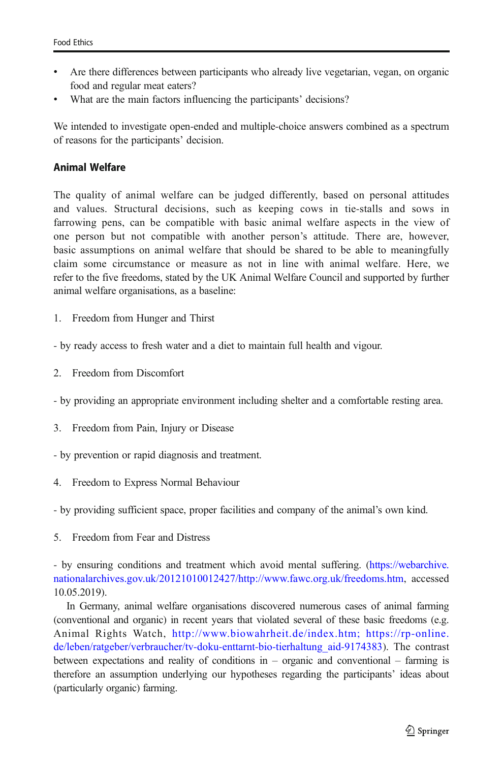- Are there differences between participants who already live vegetarian, vegan, on organic food and regular meat eaters?
- What are the main factors influencing the participants' decisions?

We intended to investigate open-ended and multiple-choice answers combined as a spectrum of reasons for the participants' decision.

## Animal Welfare

The quality of animal welfare can be judged differently, based on personal attitudes and values. Structural decisions, such as keeping cows in tie-stalls and sows in farrowing pens, can be compatible with basic animal welfare aspects in the view of one person but not compatible with another person's attitude. There are, however, basic assumptions on animal welfare that should be shared to be able to meaningfully claim some circumstance or measure as not in line with animal welfare. Here, we refer to the five freedoms, stated by the UK Animal Welfare Council and supported by further animal welfare organisations, as a baseline:

1. Freedom from Hunger and Thirst

- by ready access to fresh water and a diet to maintain full health and vigour.

2. Freedom from Discomfort

- by providing an appropriate environment including shelter and a comfortable resting area.

3. Freedom from Pain, Injury or Disease

- by prevention or rapid diagnosis and treatment.

4. Freedom to Express Normal Behaviour

- by providing sufficient space, proper facilities and company of the animal's own kind.

5. Freedom from Fear and Distress

- by ensuring conditions and treatment which avoid mental suffering. (https://webarchive.nationalarchives.gov.uk/20121010012427/http://www.fawc.org.uk/freedoms.htm, accessed 10.05.2019).

In Germany, animal welfare organisations discovered numerous cases of animal farming (conventional and organic) in recent years that violated several of these basic freedoms (e.g. Animal Rights Watch, http://www.biowahrheit.de/index.htm; https://rp-online.de/leben/ratgeber/verbraucher/tv-doku-enttarnt-bio-tierhaltung_aid-9174383). The contrast between expectations and reality of conditions in – organic and conventional – farming is therefore an assumption underlying our hypotheses regarding the participants' ideas about (particularly organic) farming.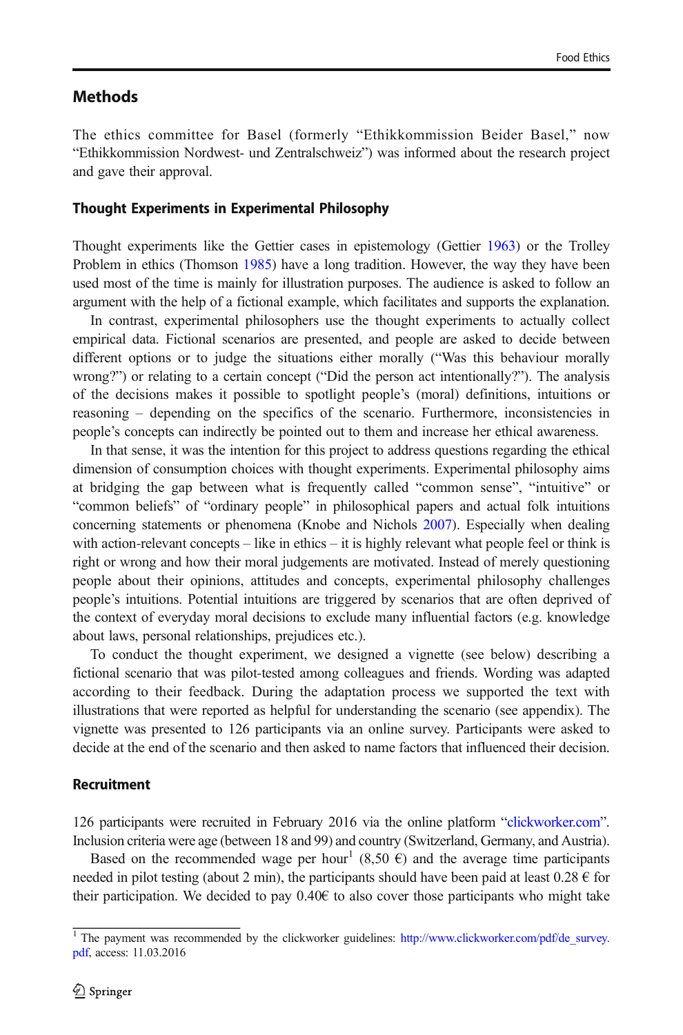## Methods

The ethics committee for Basel (formerly "Ethikkommission Beider Basel," now "Ethikkommission Nordwest- und Zentralschweiz") was informed about the research project and gave their approval.

### Thought Experiments in Experimental Philosophy

Thought experiments like the Gettier cases in epistemology (Gettier 1963) or the Trolley Problem in ethics (Thomson 1985) have a long tradition. However, the way they have been used most of the time is mainly for illustration purposes. The audience is asked to follow an argument with the help of a fictional example, which facilitates and supports the explanation.

In contrast, experimental philosophers use the thought experiments to actually collect empirical data. Fictional scenarios are presented, and people are asked to decide between different options or to judge the situations either morally ("Was this behaviour morally wrong?") or relating to a certain concept ("Did the person act intentionally?"). The analysis of the decisions makes it possible to spotlight people's (moral) definitions, intuitions or reasoning – depending on the specifics of the scenario. Furthermore, inconsistencies in people's concepts can indirectly be pointed out to them and increase her ethical awareness.

In that sense, it was the intention for this project to address questions regarding the ethical dimension of consumption choices with thought experiments. Experimental philosophy aims at bridging the gap between what is frequently called "common sense", "intuitive" or "common beliefs" of "ordinary people" in philosophical papers and actual folk intuitions concerning statements or phenomena (Knobe and Nichols 2007). Especially when dealing with action-relevant concepts – like in ethics – it is highly relevant what people feel or think is right or wrong and how their moral judgements are motivated. Instead of merely questioning people about their opinions, attitudes and concepts, experimental philosophy challenges people's intuitions. Potential intuitions are triggered by scenarios that are often deprived of the context of everyday moral decisions to exclude many influential factors (e.g. knowledge about laws, personal relationships, prejudices etc.).

To conduct the thought experiment, we designed a vignette (see below) describing a fictional scenario that was pilot-tested among colleagues and friends. Wording was adapted according to their feedback. During the adaptation process we supported the text with illustrations that were reported as helpful for understanding the scenario (see appendix). The vignette was presented to 126 participants via an online survey. Participants were asked to decide at the end of the scenario and then asked to name factors that influenced their decision.

### Recruitment

126 participants were recruited in February 2016 via the online platform "clickworker.com". Inclusion criteria were age (between 18 and 99) and country (Switzerland, Germany, and Austria).

Based on the recommended wage per hour[1] (8,50 €) and the average time participants needed in pilot testing (about 2 min), the participants should have been paid at least 0.28 € for their participation. We decided to pay 0.40€ to also cover those participants who might take

[1] The payment was recommended by the clickworker guidelines: http://www.clickworker.com/pdf/de_survey.pdf, access: 11.03.2016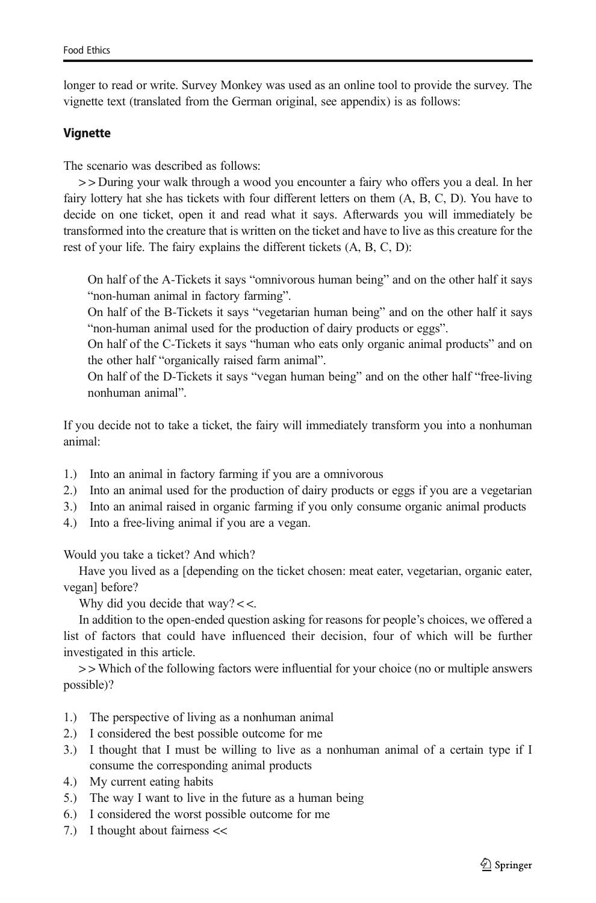longer to read or write. Survey Monkey was used as an online tool to provide the survey. The vignette text (translated from the German original, see appendix) is as follows:

## Vignette

The scenario was described as follows:

>> During your walk through a wood you encounter a fairy who offers you a deal. In her fairy lottery hat she has tickets with four different letters on them (A, B, C, D). You have to decide on one ticket, open it and read what it says. Afterwards you will immediately be transformed into the creature that is written on the ticket and have to live as this creature for the rest of your life. The fairy explains the different tickets (A, B, C, D):

On half of the A-Tickets it says "omnivorous human being" and on the other half it says "non-human animal in factory farming".

On half of the B-Tickets it says "vegetarian human being" and on the other half it says "non-human animal used for the production of dairy products or eggs".

On half of the C-Tickets it says "human who eats only organic animal products" and on the other half "organically raised farm animal".

On half of the D-Tickets it says "vegan human being" and on the other half "free-living nonhuman animal".

If you decide not to take a ticket, the fairy will immediately transform you into a nonhuman animal:

1.) Into an animal in factory farming if you are a omnivorous
2.) Into an animal used for the production of dairy products or eggs if you are a vegetarian
3.) Into an animal raised in organic farming if you only consume organic animal products
4.) Into a free-living animal if you are a vegan.

Would you take a ticket? And which?

Have you lived as a [depending on the ticket chosen: meat eater, vegetarian, organic eater, vegan] before?

Why did you decide that way? <<.

In addition to the open-ended question asking for reasons for people's choices, we offered a list of factors that could have influenced their decision, four of which will be further investigated in this article.

>> Which of the following factors were influential for your choice (no or multiple answers possible)?

1.) The perspective of living as a nonhuman animal
2.) I considered the best possible outcome for me
3.) I thought that I must be willing to live as a nonhuman animal of a certain type if I consume the corresponding animal products
4.) My current eating habits
5.) The way I want to live in the future as a human being
6.) I considered the worst possible outcome for me
7.) I thought about fairness <<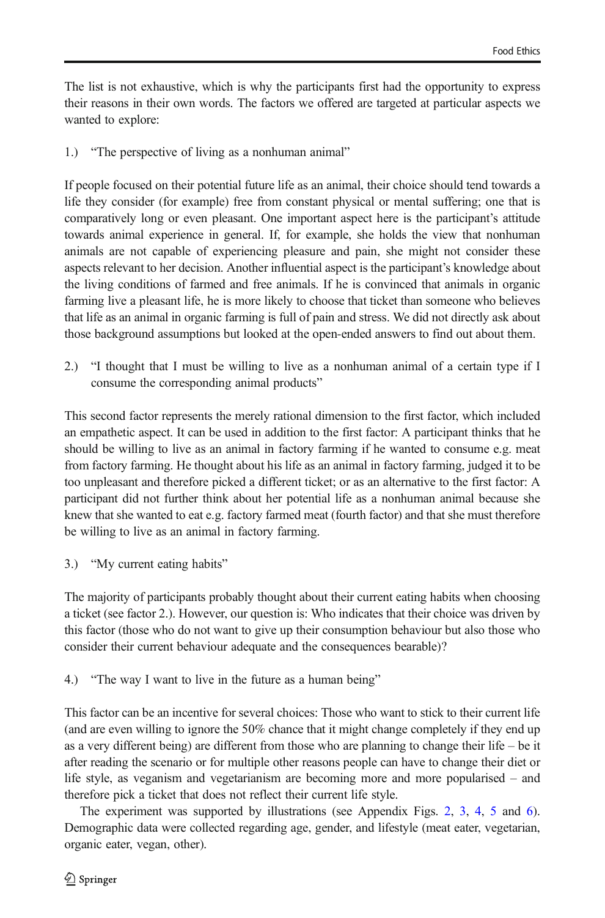The list is not exhaustive, which is why the participants first had the opportunity to express their reasons in their own words. The factors we offered are targeted at particular aspects we wanted to explore:

1.) "The perspective of living as a nonhuman animal"

If people focused on their potential future life as an animal, their choice should tend towards a life they consider (for example) free from constant physical or mental suffering; one that is comparatively long or even pleasant. One important aspect here is the participant's attitude towards animal experience in general. If, for example, she holds the view that nonhuman animals are not capable of experiencing pleasure and pain, she might not consider these aspects relevant to her decision. Another influential aspect is the participant's knowledge about the living conditions of farmed and free animals. If he is convinced that animals in organic farming live a pleasant life, he is more likely to choose that ticket than someone who believes that life as an animal in organic farming is full of pain and stress. We did not directly ask about those background assumptions but looked at the open-ended answers to find out about them.

2.) "I thought that I must be willing to live as a nonhuman animal of a certain type if I consume the corresponding animal products"

This second factor represents the merely rational dimension to the first factor, which included an empathetic aspect. It can be used in addition to the first factor: A participant thinks that he should be willing to live as an animal in factory farming if he wanted to consume e.g. meat from factory farming. He thought about his life as an animal in factory farming, judged it to be too unpleasant and therefore picked a different ticket; or as an alternative to the first factor: A participant did not further think about her potential life as a nonhuman animal because she knew that she wanted to eat e.g. factory farmed meat (fourth factor) and that she must therefore be willing to live as an animal in factory farming.

3.) "My current eating habits"

The majority of participants probably thought about their current eating habits when choosing a ticket (see factor 2.). However, our question is: Who indicates that their choice was driven by this factor (those who do not want to give up their consumption behaviour but also those who consider their current behaviour adequate and the consequences bearable)?

4.) "The way I want to live in the future as a human being"

This factor can be an incentive for several choices: Those who want to stick to their current life (and are even willing to ignore the 50% chance that it might change completely if they end up as a very different being) are different from those who are planning to change their life – be it after reading the scenario or for multiple other reasons people can have to change their diet or life style, as veganism and vegetarianism are becoming more and more popularised – and therefore pick a ticket that does not reflect their current life style.

The experiment was supported by illustrations (see Appendix Figs. 2, 3, 4, 5 and 6). Demographic data were collected regarding age, gender, and lifestyle (meat eater, vegetarian, organic eater, vegan, other).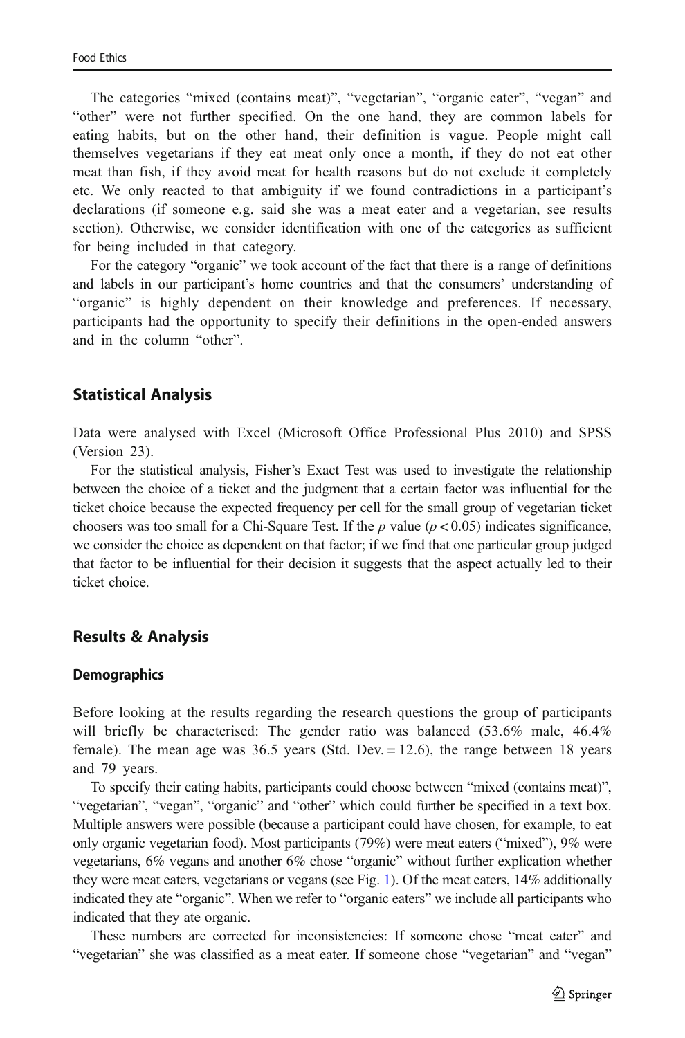The categories "mixed (contains meat)", "vegetarian", "organic eater", "vegan" and "other" were not further specified. On the one hand, they are common labels for eating habits, but on the other hand, their definition is vague. People might call themselves vegetarians if they eat meat only once a month, if they do not eat other meat than fish, if they avoid meat for health reasons but do not exclude it completely etc. We only reacted to that ambiguity if we found contradictions in a participant's declarations (if someone e.g. said she was a meat eater and a vegetarian, see results section). Otherwise, we consider identification with one of the categories as sufficient for being included in that category.

For the category "organic" we took account of the fact that there is a range of definitions and labels in our participant's home countries and that the consumers' understanding of "organic" is highly dependent on their knowledge and preferences. If necessary, participants had the opportunity to specify their definitions in the open-ended answers and in the column "other".

## Statistical Analysis

Data were analysed with Excel (Microsoft Office Professional Plus 2010) and SPSS (Version 23).

For the statistical analysis, Fisher's Exact Test was used to investigate the relationship between the choice of a ticket and the judgment that a certain factor was influential for the ticket choice because the expected frequency per cell for the small group of vegetarian ticket choosers was too small for a Chi-Square Test. If the $p$ value ($p < 0.05$) indicates significance, we consider the choice as dependent on that factor; if we find that one particular group judged that factor to be influential for their decision it suggests that the aspect actually led to their ticket choice.

## Results & Analysis

### Demographics

Before looking at the results regarding the research questions the group of participants will briefly be characterised: The gender ratio was balanced (53.6% male, 46.4% female). The mean age was 36.5 years (Std. Dev. = 12.6), the range between 18 years and 79 years.

To specify their eating habits, participants could choose between "mixed (contains meat)", "vegetarian", "vegan", "organic" and "other" which could further be specified in a text box. Multiple answers were possible (because a participant could have chosen, for example, to eat only organic vegetarian food). Most participants (79%) were meat eaters ("mixed"), 9% were vegetarians, 6% vegans and another 6% chose "organic" without further explication whether they were meat eaters, vegetarians or vegans (see Fig. 1). Of the meat eaters, 14% additionally indicated they ate "organic". When we refer to "organic eaters" we include all participants who indicated that they ate organic.

These numbers are corrected for inconsistencies: If someone chose "meat eater" and "vegetarian" she was classified as a meat eater. If someone chose "vegetarian" and "vegan"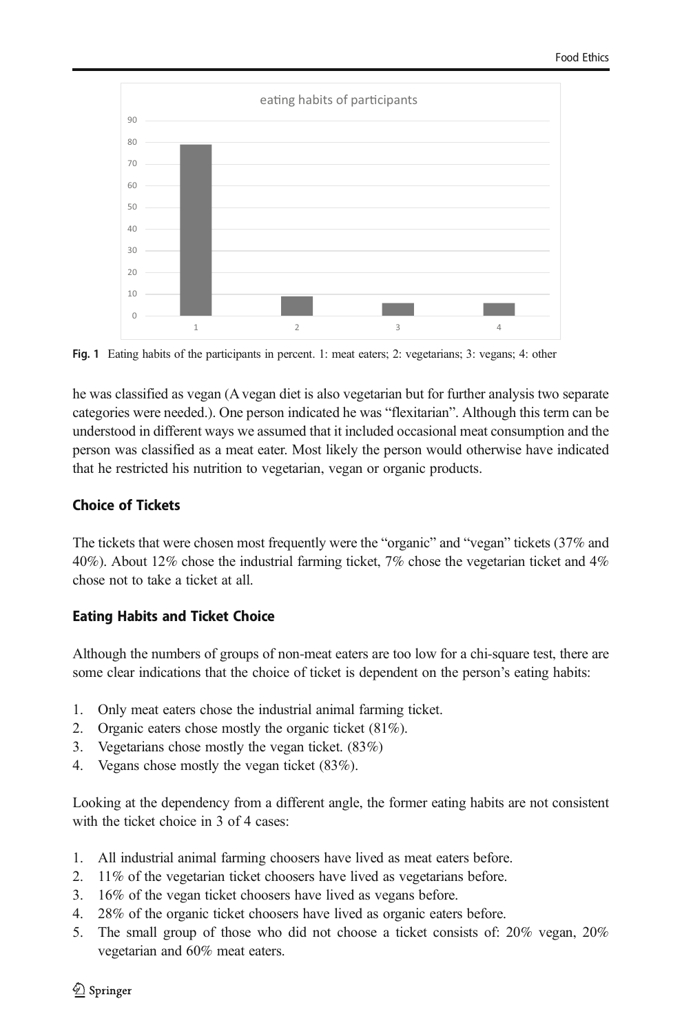Fig. 1 Eating habits of the participants in percent. 1: meat eaters; 2: vegetarians; 3: vegans; 4: other

he was classified as vegan (A vegan diet is also vegetarian but for further analysis two separate categories were needed.). One person indicated he was "flexitarian". Although this term can be understood in different ways we assumed that it included occasional meat consumption and the person was classified as a meat eater. Most likely the person would otherwise have indicated that he restricted his nutrition to vegetarian, vegan or organic products.

### Choice of Tickets

The tickets that were chosen most frequently were the "organic" and "vegan" tickets (37% and 40%). About 12% chose the industrial farming ticket, 7% chose the vegetarian ticket and 4% chose not to take a ticket at all.

### Eating Habits and Ticket Choice

Although the numbers of groups of non-meat eaters are too low for a chi-square test, there are some clear indications that the choice of ticket is dependent on the person's eating habits:

1. Only meat eaters chose the industrial animal farming ticket.
2. Organic eaters chose mostly the organic ticket (81%).
3. Vegetarians chose mostly the vegan ticket. (83%)
4. Vegans chose mostly the vegan ticket (83%).

Looking at the dependency from a different angle, the former eating habits are not consistent with the ticket choice in 3 of 4 cases:

1. All industrial animal farming choosers have lived as meat eaters before.
2. 11% of the vegetarian ticket choosers have lived as vegetarians before.
3. 16% of the vegan ticket choosers have lived as vegans before.
4. 28% of the organic ticket choosers have lived as organic eaters before.
5. The small group of those who did not choose a ticket consists of: 20% vegan, 20% vegetarian and 60% meat eaters.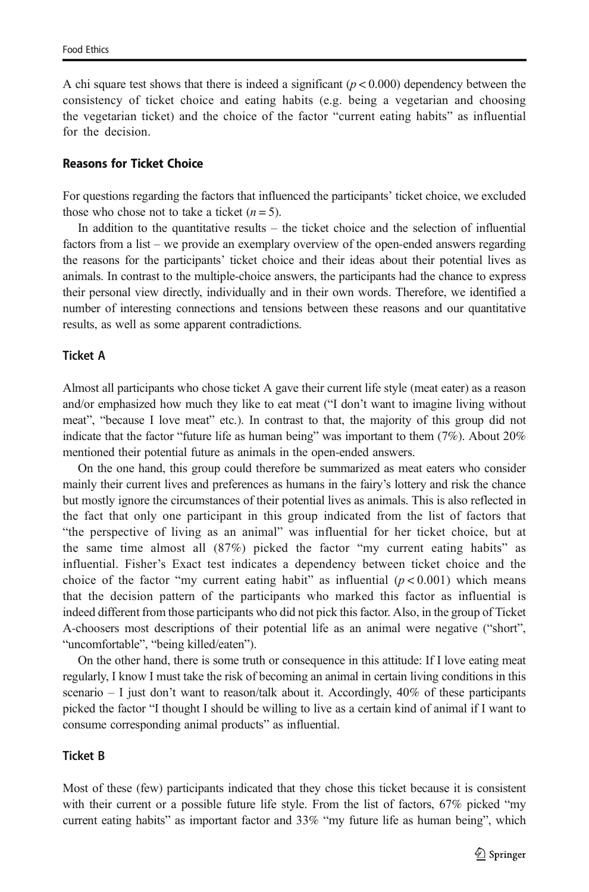A chi square test shows that there is indeed a significant ($p < 0.000$) dependency between the consistency of ticket choice and eating habits (e.g. being a vegetarian and choosing the vegetarian ticket) and the choice of the factor "current eating habits" as influential for the decision.

### Reasons for Ticket Choice

For questions regarding the factors that influenced the participants' ticket choice, we excluded those who chose not to take a ticket ($n = 5$).

In addition to the quantitative results – the ticket choice and the selection of influential factors from a list – we provide an exemplary overview of the open-ended answers regarding the reasons for the participants' ticket choice and their ideas about their potential lives as animals. In contrast to the multiple-choice answers, the participants had the chance to express their personal view directly, individually and in their own words. Therefore, we identified a number of interesting connections and tensions between these reasons and our quantitative results, as well as some apparent contradictions.

### Ticket A

Almost all participants who chose ticket A gave their current life style (meat eater) as a reason and/or emphasized how much they like to eat meat ("I don't want to imagine living without meat", "because I love meat" etc.). In contrast to that, the majority of this group did not indicate that the factor "future life as human being" was important to them (7%). About 20% mentioned their potential future as animals in the open-ended answers.

On the one hand, this group could therefore be summarized as meat eaters who consider mainly their current lives and preferences as humans in the fairy's lottery and risk the chance but mostly ignore the circumstances of their potential lives as animals. This is also reflected in the fact that only one participant in this group indicated from the list of factors that "the perspective of living as an animal" was influential for her ticket choice, but at the same time almost all (87%) picked the factor "my current eating habits" as influential. Fisher's Exact test indicates a dependency between ticket choice and the choice of the factor "my current eating habit" as influential ($p < 0.001$) which means that the decision pattern of the participants who marked this factor as influential is indeed different from those participants who did not pick this factor. Also, in the group of Ticket A-choosers most descriptions of their potential life as an animal were negative ("short", "uncomfortable", "being killed/eaten").

On the other hand, there is some truth or consequence in this attitude: If I love eating meat regularly, I know I must take the risk of becoming an animal in certain living conditions in this scenario – I just don't want to reason/talk about it. Accordingly, 40% of these participants picked the factor "I thought I should be willing to live as a certain kind of animal if I want to consume corresponding animal products" as influential.

### Ticket B

Most of these (few) participants indicated that they chose this ticket because it is consistent with their current or a possible future life style. From the list of factors, 67% picked "my current eating habits" as important factor and 33% "my future life as human being", which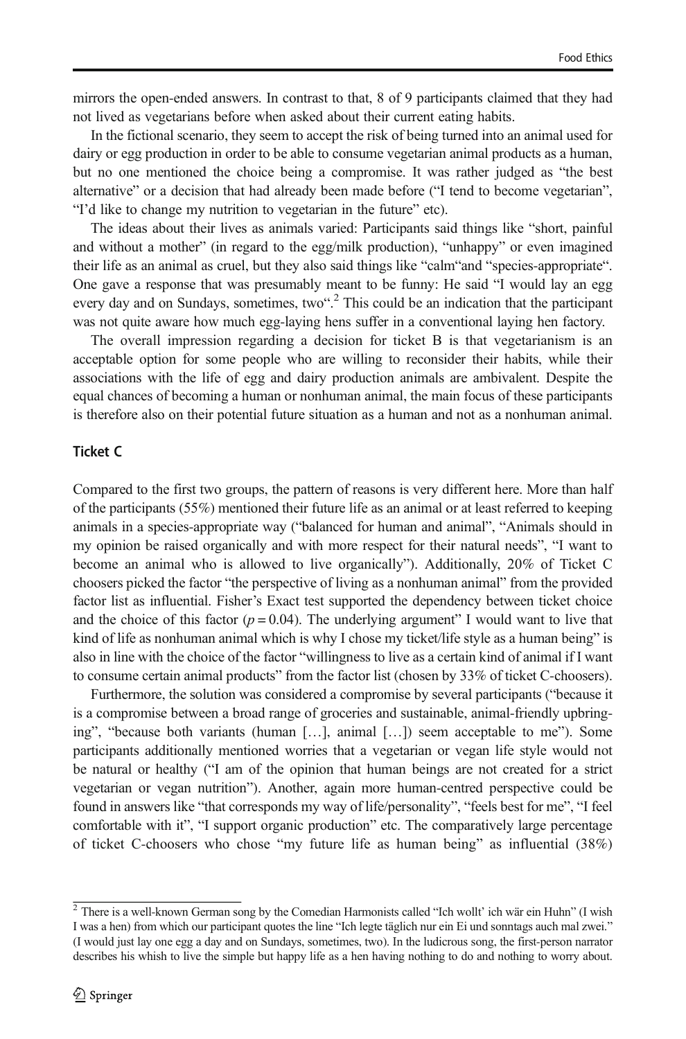mirrors the open-ended answers. In contrast to that, 8 of 9 participants claimed that they had not lived as vegetarians before when asked about their current eating habits.

In the fictional scenario, they seem to accept the risk of being turned into an animal used for dairy or egg production in order to be able to consume vegetarian animal products as a human, but no one mentioned the choice being a compromise. It was rather judged as "the best alternative" or a decision that had already been made before ("I tend to become vegetarian", "I'd like to change my nutrition to vegetarian in the future" etc).

The ideas about their lives as animals varied: Participants said things like "short, painful and without a mother" (in regard to the egg/milk production), "unhappy" or even imagined their life as an animal as cruel, but they also said things like "calm"and "species-appropriate". One gave a response that was presumably meant to be funny: He said "I would lay an egg every day and on Sundays, sometimes, two".[2] This could be an indication that the participant was not quite aware how much egg-laying hens suffer in a conventional laying hen factory.

The overall impression regarding a decision for ticket B is that vegetarianism is an acceptable option for some people who are willing to reconsider their habits, while their associations with the life of egg and dairy production animals are ambivalent. Despite the equal chances of becoming a human or nonhuman animal, the main focus of these participants is therefore also on their potential future situation as a human and not as a nonhuman animal.

### Ticket C

Compared to the first two groups, the pattern of reasons is very different here. More than half of the participants (55%) mentioned their future life as an animal or at least referred to keeping animals in a species-appropriate way ("balanced for human and animal", "Animals should in my opinion be raised organically and with more respect for their natural needs", "I want to become an animal who is allowed to live organically"). Additionally, 20% of Ticket C choosers picked the factor "the perspective of living as a nonhuman animal" from the provided factor list as influential. Fisher's Exact test supported the dependency between ticket choice and the choice of this factor ($p = 0.04$). The underlying argument" I would want to live that kind of life as nonhuman animal which is why I chose my ticket/life style as a human being" is also in line with the choice of the factor "willingness to live as a certain kind of animal if I want to consume certain animal products" from the factor list (chosen by 33% of ticket C-choosers).

Furthermore, the solution was considered a compromise by several participants ("because it is a compromise between a broad range of groceries and sustainable, animal-friendly upbringing", "because both variants (human […], animal […]) seem acceptable to me"). Some participants additionally mentioned worries that a vegetarian or vegan life style would not be natural or healthy ("I am of the opinion that human beings are not created for a strict vegetarian or vegan nutrition"). Another, again more human-centred perspective could be found in answers like "that corresponds my way of life/personality", "feels best for me", "I feel comfortable with it", "I support organic production" etc. The comparatively large percentage of ticket C-choosers who chose "my future life as human being" as influential (38%)

[2] There is a well-known German song by the Comedian Harmonists called "Ich wollt' ich wär ein Huhn" (I wish I was a hen) from which our participant quotes the line "Ich legte täglich nur ein Ei und sonntags auch mal zwei." (I would just lay one egg a day and on Sundays, sometimes, two). In the ludicrous song, the first-person narrator describes his whish to live the simple but happy life as a hen having nothing to do and nothing to worry about.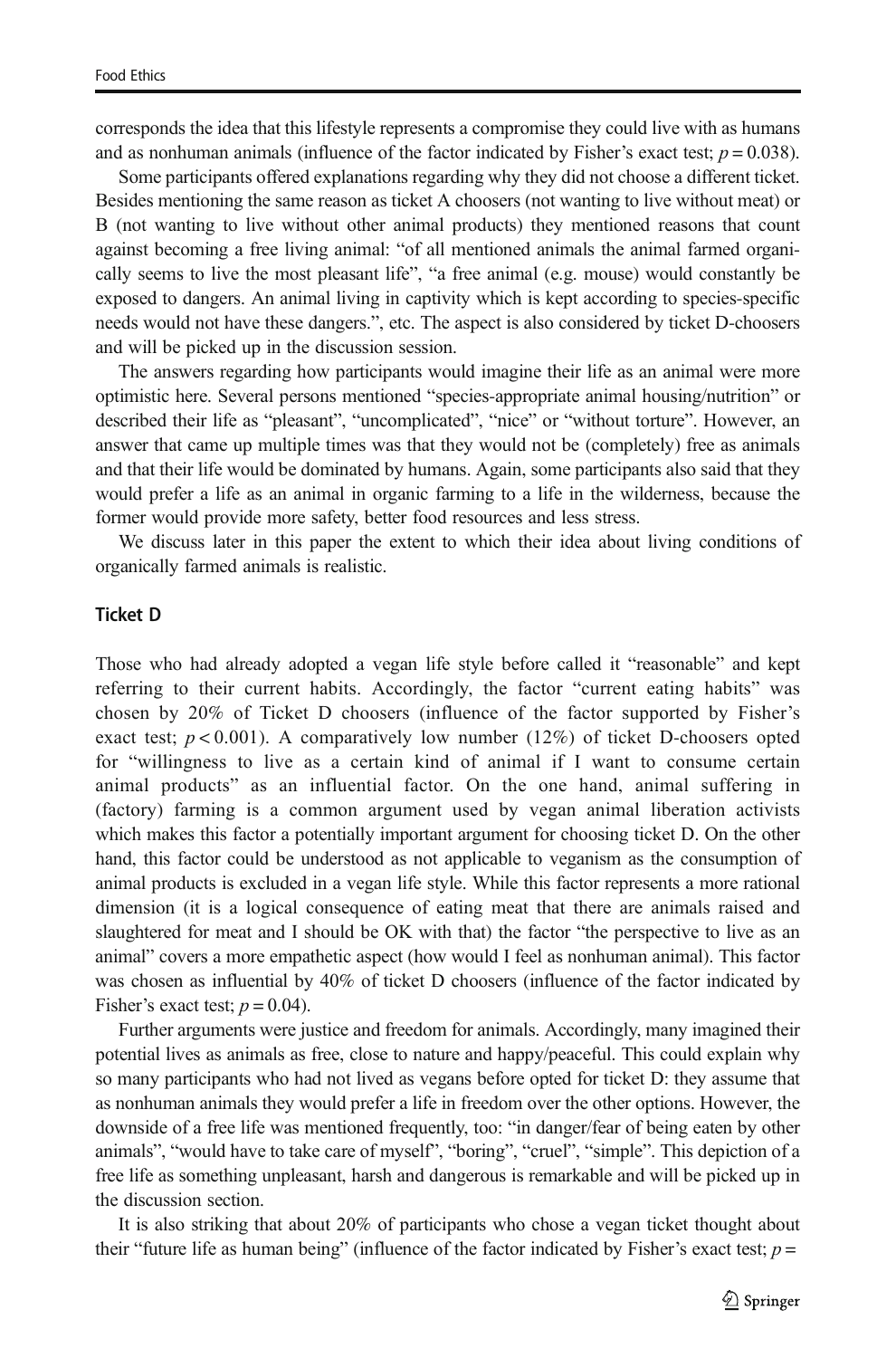corresponds the idea that this lifestyle represents a compromise they could live with as humans and as nonhuman animals (influence of the factor indicated by Fisher's exact test; $p = 0.038$).

Some participants offered explanations regarding why they did not choose a different ticket. Besides mentioning the same reason as ticket A choosers (not wanting to live without meat) or B (not wanting to live without other animal products) they mentioned reasons that count against becoming a free living animal: "of all mentioned animals the animal farmed organically seems to live the most pleasant life", "a free animal (e.g. mouse) would constantly be exposed to dangers. An animal living in captivity which is kept according to species-specific needs would not have these dangers.", etc. The aspect is also considered by ticket D-choosers and will be picked up in the discussion session.

The answers regarding how participants would imagine their life as an animal were more optimistic here. Several persons mentioned "species-appropriate animal housing/nutrition" or described their life as "pleasant", "uncomplicated", "nice" or "without torture". However, an answer that came up multiple times was that they would not be (completely) free as animals and that their life would be dominated by humans. Again, some participants also said that they would prefer a life as an animal in organic farming to a life in the wilderness, because the former would provide more safety, better food resources and less stress.

We discuss later in this paper the extent to which their idea about living conditions of organically farmed animals is realistic.

### Ticket D

Those who had already adopted a vegan life style before called it "reasonable" and kept referring to their current habits. Accordingly, the factor "current eating habits" was chosen by 20% of Ticket D choosers (influence of the factor supported by Fisher's exact test; $p < 0.001$). A comparatively low number (12%) of ticket D-choosers opted for "willingness to live as a certain kind of animal if I want to consume certain animal products" as an influential factor. On the one hand, animal suffering in (factory) farming is a common argument used by vegan animal liberation activists which makes this factor a potentially important argument for choosing ticket D. On the other hand, this factor could be understood as not applicable to veganism as the consumption of animal products is excluded in a vegan life style. While this factor represents a more rational dimension (it is a logical consequence of eating meat that there are animals raised and slaughtered for meat and I should be OK with that) the factor "the perspective to live as an animal" covers a more empathetic aspect (how would I feel as nonhuman animal). This factor was chosen as influential by 40% of ticket D choosers (influence of the factor indicated by Fisher's exact test; $p = 0.04$).

Further arguments were justice and freedom for animals. Accordingly, many imagined their potential lives as animals as free, close to nature and happy/peaceful. This could explain why so many participants who had not lived as vegans before opted for ticket D: they assume that as nonhuman animals they would prefer a life in freedom over the other options. However, the downside of a free life was mentioned frequently, too: "in danger/fear of being eaten by other animals", "would have to take care of myself", "boring", "cruel", "simple". This depiction of a free life as something unpleasant, harsh and dangerous is remarkable and will be picked up in the discussion section.

It is also striking that about 20% of participants who chose a vegan ticket thought about their "future life as human being" (influence of the factor indicated by Fisher's exact test; $p =$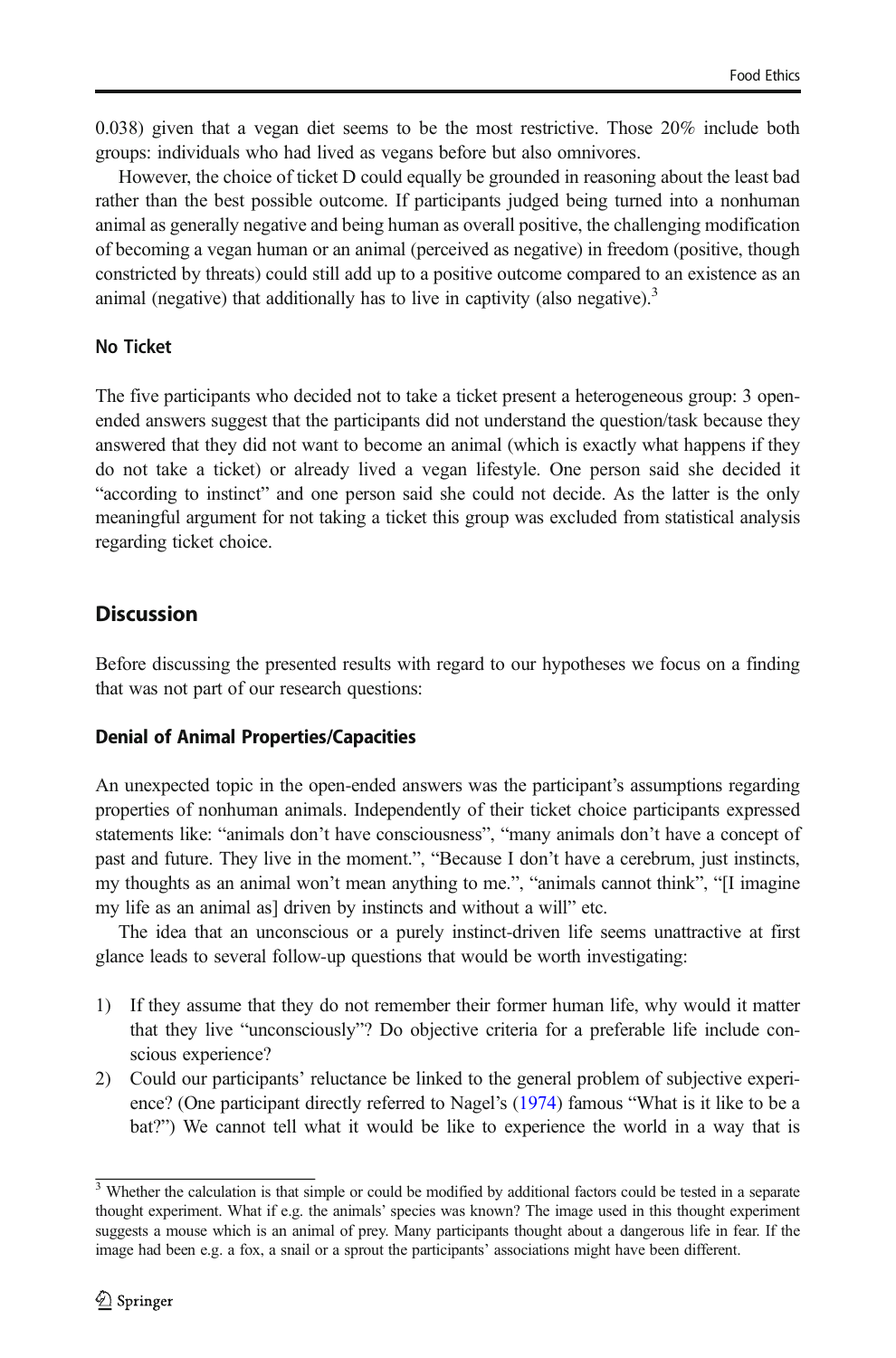0.038) given that a vegan diet seems to be the most restrictive. Those 20% include both groups: individuals who had lived as vegans before but also omnivores.

However, the choice of ticket D could equally be grounded in reasoning about the least bad rather than the best possible outcome. If participants judged being turned into a nonhuman animal as generally negative and being human as overall positive, the challenging modification of becoming a vegan human or an animal (perceived as negative) in freedom (positive, though constricted by threats) could still add up to a positive outcome compared to an existence as an animal (negative) that additionally has to live in captivity (also negative).[3]

### No Ticket

The five participants who decided not to take a ticket present a heterogeneous group: 3 open-ended answers suggest that the participants did not understand the question/task because they answered that they did not want to become an animal (which is exactly what happens if they do not take a ticket) or already lived a vegan lifestyle. One person said she decided it "according to instinct" and one person said she could not decide. As the latter is the only meaningful argument for not taking a ticket this group was excluded from statistical analysis regarding ticket choice.

## Discussion

Before discussing the presented results with regard to our hypotheses we focus on a finding that was not part of our research questions:

### Denial of Animal Properties/Capacities

An unexpected topic in the open-ended answers was the participant's assumptions regarding properties of nonhuman animals. Independently of their ticket choice participants expressed statements like: "animals don't have consciousness", "many animals don't have a concept of past and future. They live in the moment.", "Because I don't have a cerebrum, just instincts, my thoughts as an animal won't mean anything to me.", "animals cannot think", "[I imagine my life as an animal as] driven by instincts and without a will" etc.

The idea that an unconscious or a purely instinct-driven life seems unattractive at first glance leads to several follow-up questions that would be worth investigating:

1) If they assume that they do not remember their former human life, why would it matter that they live "unconsciously"? Do objective criteria for a preferable life include conscious experience?
2) Could our participants' reluctance be linked to the general problem of subjective experience? (One participant directly referred to Nagel's (1974) famous "What is it like to be a bat?") We cannot tell what it would be like to experience the world in a way that is

[3] Whether the calculation is that simple or could be modified by additional factors could be tested in a separate thought experiment. What if e.g. the animals' species was known? The image used in this thought experiment suggests a mouse which is an animal of prey. Many participants thought about a dangerous life in fear. If the image had been e.g. a fox, a snail or a sprout the participants' associations might have been different.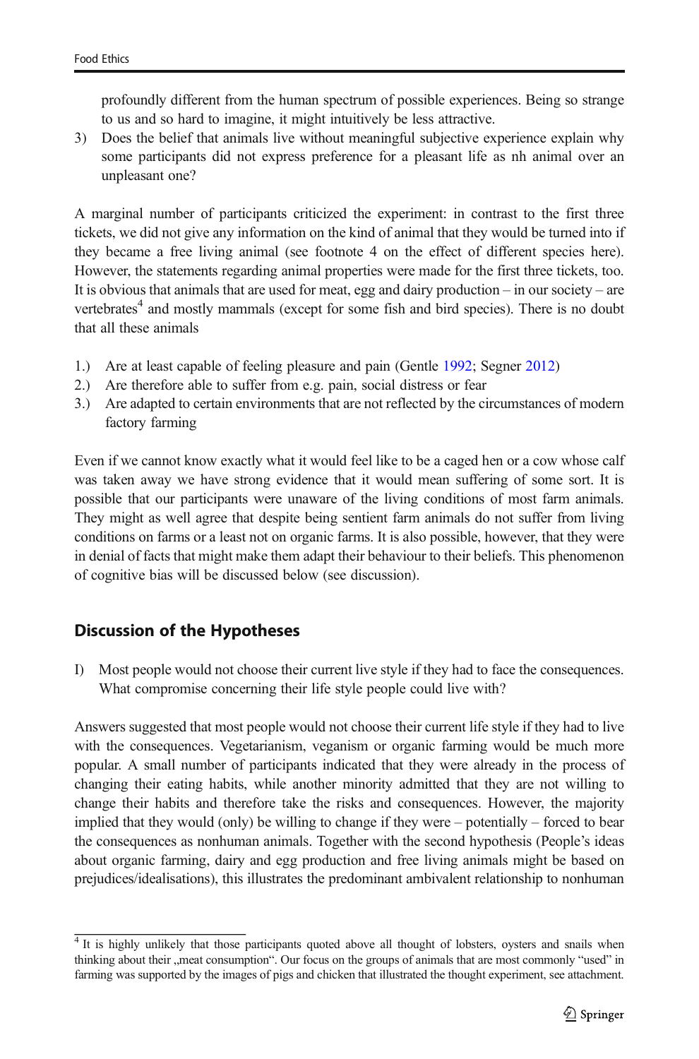profoundly different from the human spectrum of possible experiences. Being so strange to us and so hard to imagine, it might intuitively be less attractive.

3) Does the belief that animals live without meaningful subjective experience explain why some participants did not express preference for a pleasant life as nh animal over an unpleasant one?

A marginal number of participants criticized the experiment: in contrast to the first three tickets, we did not give any information on the kind of animal that they would be turned into if they became a free living animal (see footnote 4 on the effect of different species here). However, the statements regarding animal properties were made for the first three tickets, too. It is obvious that animals that are used for meat, egg and dairy production – in our society – are vertebrates[4] and mostly mammals (except for some fish and bird species). There is no doubt that all these animals

1.) Are at least capable of feeling pleasure and pain (Gentle 1992; Segner 2012)
2.) Are therefore able to suffer from e.g. pain, social distress or fear
3.) Are adapted to certain environments that are not reflected by the circumstances of modern factory farming

Even if we cannot know exactly what it would feel like to be a caged hen or a cow whose calf was taken away we have strong evidence that it would mean suffering of some sort. It is possible that our participants were unaware of the living conditions of most farm animals. They might as well agree that despite being sentient farm animals do not suffer from living conditions on farms or a least not on organic farms. It is also possible, however, that they were in denial of facts that might make them adapt their behaviour to their beliefs. This phenomenon of cognitive bias will be discussed below (see discussion).

## Discussion of the Hypotheses

I) Most people would not choose their current live style if they had to face the consequences. What compromise concerning their life style people could live with?

Answers suggested that most people would not choose their current life style if they had to live with the consequences. Vegetarianism, veganism or organic farming would be much more popular. A small number of participants indicated that they were already in the process of changing their eating habits, while another minority admitted that they are not willing to change their habits and therefore take the risks and consequences. However, the majority implied that they would (only) be willing to change if they were – potentially – forced to bear the consequences as nonhuman animals. Together with the second hypothesis (People's ideas about organic farming, dairy and egg production and free living animals might be based on prejudices/idealisations), this illustrates the predominant ambivalent relationship to nonhuman

[4] It is highly unlikely that those participants quoted above all thought of lobsters, oysters and snails when thinking about their „meat consumption". Our focus on the groups of animals that are most commonly "used" in farming was supported by the images of pigs and chicken that illustrated the thought experiment, see attachment.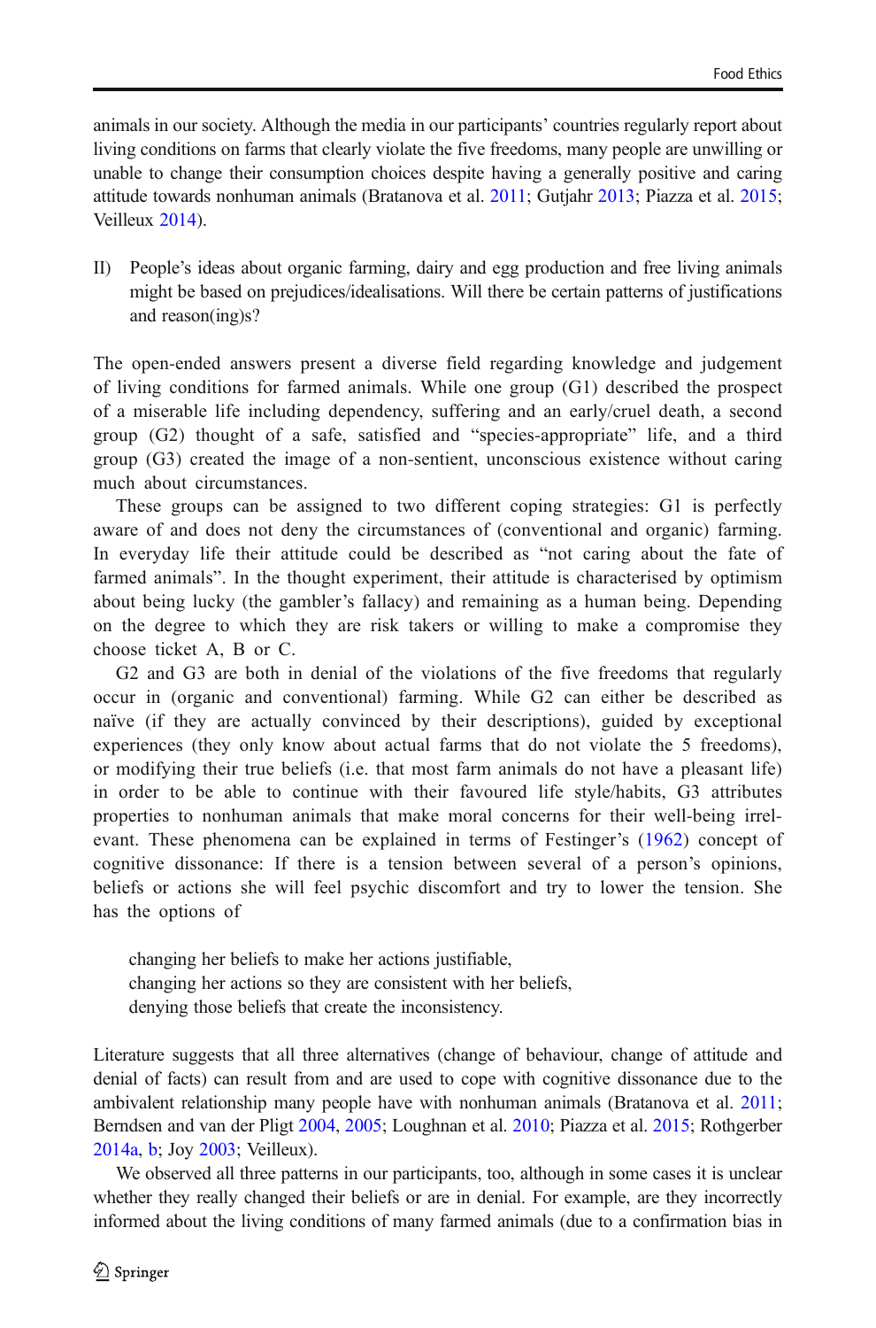animals in our society. Although the media in our participants' countries regularly report about living conditions on farms that clearly violate the five freedoms, many people are unwilling or unable to change their consumption choices despite having a generally positive and caring attitude towards nonhuman animals (Bratanova et al. 2011; Gutjahr 2013; Piazza et al. 2015; Veilleux 2014).

II) People's ideas about organic farming, dairy and egg production and free living animals might be based on prejudices/idealisations. Will there be certain patterns of justifications and reason(ing)s?

The open-ended answers present a diverse field regarding knowledge and judgement of living conditions for farmed animals. While one group (G1) described the prospect of a miserable life including dependency, suffering and an early/cruel death, a second group (G2) thought of a safe, satisfied and "species-appropriate" life, and a third group (G3) created the image of a non-sentient, unconscious existence without caring much about circumstances.

These groups can be assigned to two different coping strategies: G1 is perfectly aware of and does not deny the circumstances of (conventional and organic) farming. In everyday life their attitude could be described as "not caring about the fate of farmed animals". In the thought experiment, their attitude is characterised by optimism about being lucky (the gambler's fallacy) and remaining as a human being. Depending on the degree to which they are risk takers or willing to make a compromise they choose ticket A, B or C.

G2 and G3 are both in denial of the violations of the five freedoms that regularly occur in (organic and conventional) farming. While G2 can either be described as naïve (if they are actually convinced by their descriptions), guided by exceptional experiences (they only know about actual farms that do not violate the 5 freedoms), or modifying their true beliefs (i.e. that most farm animals do not have a pleasant life) in order to be able to continue with their favoured life style/habits, G3 attributes properties to nonhuman animals that make moral concerns for their well-being irrelevant. These phenomena can be explained in terms of Festinger's (1962) concept of cognitive dissonance: If there is a tension between several of a person's opinions, beliefs or actions she will feel psychic discomfort and try to lower the tension. She has the options of

changing her beliefs to make her actions justifiable,
changing her actions so they are consistent with her beliefs,
denying those beliefs that create the inconsistency.

Literature suggests that all three alternatives (change of behaviour, change of attitude and denial of facts) can result from and are used to cope with cognitive dissonance due to the ambivalent relationship many people have with nonhuman animals (Bratanova et al. 2011; Berndsen and van der Pligt 2004, 2005; Loughnan et al. 2010; Piazza et al. 2015; Rothgerber 2014a, b; Joy 2003; Veilleux).

We observed all three patterns in our participants, too, although in some cases it is unclear whether they really changed their beliefs or are in denial. For example, are they incorrectly informed about the living conditions of many farmed animals (due to a confirmation bias in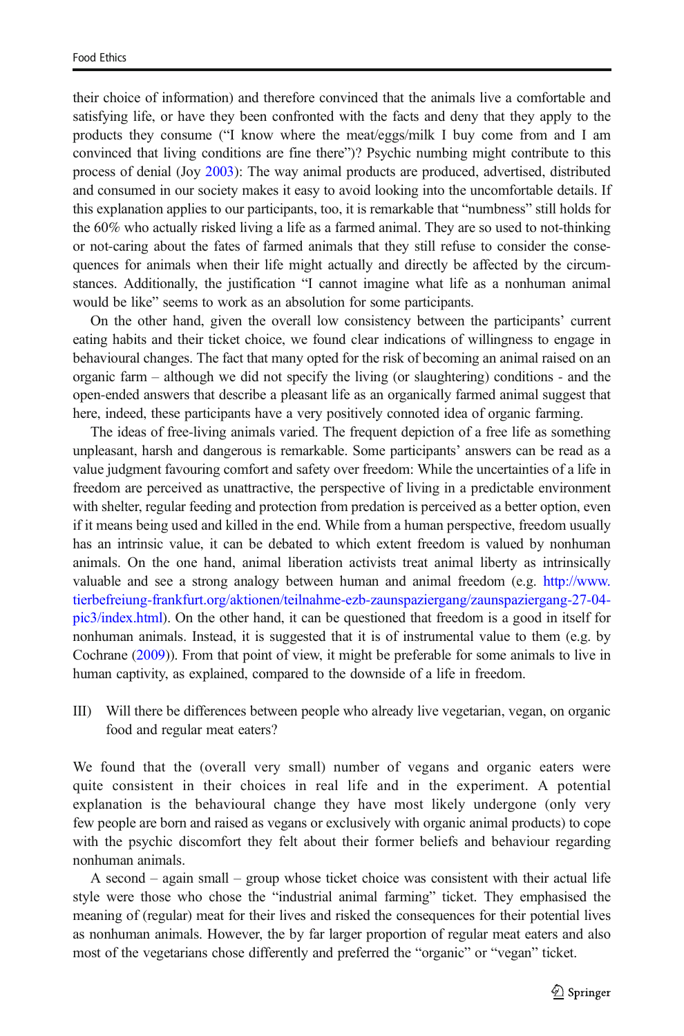their choice of information) and therefore convinced that the animals live a comfortable and satisfying life, or have they been confronted with the facts and deny that they apply to the products they consume ("I know where the meat/eggs/milk I buy come from and I am convinced that living conditions are fine there")? Psychic numbing might contribute to this process of denial (Joy 2003): The way animal products are produced, advertised, distributed and consumed in our society makes it easy to avoid looking into the uncomfortable details. If this explanation applies to our participants, too, it is remarkable that "numbness" still holds for the 60% who actually risked living a life as a farmed animal. They are so used to not-thinking or not-caring about the fates of farmed animals that they still refuse to consider the consequences for animals when their life might actually and directly be affected by the circumstances. Additionally, the justification "I cannot imagine what life as a nonhuman animal would be like" seems to work as an absolution for some participants.

On the other hand, given the overall low consistency between the participants' current eating habits and their ticket choice, we found clear indications of willingness to engage in behavioural changes. The fact that many opted for the risk of becoming an animal raised on an organic farm – although we did not specify the living (or slaughtering) conditions - and the open-ended answers that describe a pleasant life as an organically farmed animal suggest that here, indeed, these participants have a very positively connoted idea of organic farming.

The ideas of free-living animals varied. The frequent depiction of a free life as something unpleasant, harsh and dangerous is remarkable. Some participants' answers can be read as a value judgment favouring comfort and safety over freedom: While the uncertainties of a life in freedom are perceived as unattractive, the perspective of living in a predictable environment with shelter, regular feeding and protection from predation is perceived as a better option, even if it means being used and killed in the end. While from a human perspective, freedom usually has an intrinsic value, it can be debated to which extent freedom is valued by nonhuman animals. On the one hand, animal liberation activists treat animal liberty as intrinsically valuable and see a strong analogy between human and animal freedom (e.g. http://www.tierbefreiung-frankfurt.org/aktionen/teilnahme-ezb-zaunspaziergang/zaunspaziergang-27-04-pic3/index.html). On the other hand, it can be questioned that freedom is a good in itself for nonhuman animals. Instead, it is suggested that it is of instrumental value to them (e.g. by Cochrane (2009)). From that point of view, it might be preferable for some animals to live in human captivity, as explained, compared to the downside of a life in freedom.

III) Will there be differences between people who already live vegetarian, vegan, on organic food and regular meat eaters?

We found that the (overall very small) number of vegans and organic eaters were quite consistent in their choices in real life and in the experiment. A potential explanation is the behavioural change they have most likely undergone (only very few people are born and raised as vegans or exclusively with organic animal products) to cope with the psychic discomfort they felt about their former beliefs and behaviour regarding nonhuman animals.

A second – again small – group whose ticket choice was consistent with their actual life style were those who chose the "industrial animal farming" ticket. They emphasised the meaning of (regular) meat for their lives and risked the consequences for their potential lives as nonhuman animals. However, the by far larger proportion of regular meat eaters and also most of the vegetarians chose differently and preferred the "organic" or "vegan" ticket.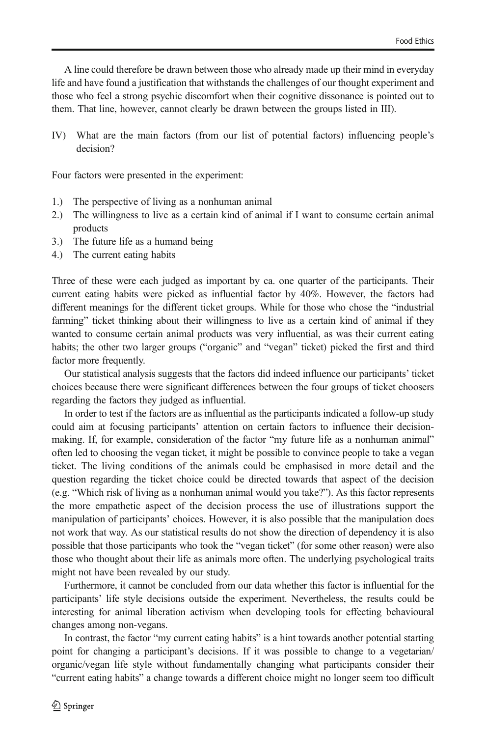A line could therefore be drawn between those who already made up their mind in everyday life and have found a justification that withstands the challenges of our thought experiment and those who feel a strong psychic discomfort when their cognitive dissonance is pointed out to them. That line, however, cannot clearly be drawn between the groups listed in III).

IV) What are the main factors (from our list of potential factors) influencing people's decision?

Four factors were presented in the experiment:

1.) The perspective of living as a nonhuman animal
2.) The willingness to live as a certain kind of animal if I want to consume certain animal products
3.) The future life as a humand being
4.) The current eating habits

Three of these were each judged as important by ca. one quarter of the participants. Their current eating habits were picked as influential factor by 40%. However, the factors had different meanings for the different ticket groups. While for those who chose the "industrial farming" ticket thinking about their willingness to live as a certain kind of animal if they wanted to consume certain animal products was very influential, as was their current eating habits; the other two larger groups ("organic" and "vegan" ticket) picked the first and third factor more frequently.

Our statistical analysis suggests that the factors did indeed influence our participants' ticket choices because there were significant differences between the four groups of ticket choosers regarding the factors they judged as influential.

In order to test if the factors are as influential as the participants indicated a follow-up study could aim at focusing participants' attention on certain factors to influence their decision-making. If, for example, consideration of the factor "my future life as a nonhuman animal" often led to choosing the vegan ticket, it might be possible to convince people to take a vegan ticket. The living conditions of the animals could be emphasised in more detail and the question regarding the ticket choice could be directed towards that aspect of the decision (e.g. "Which risk of living as a nonhuman animal would you take?"). As this factor represents the more empathetic aspect of the decision process the use of illustrations support the manipulation of participants' choices. However, it is also possible that the manipulation does not work that way. As our statistical results do not show the direction of dependency it is also possible that those participants who took the "vegan ticket" (for some other reason) were also those who thought about their life as animals more often. The underlying psychological traits might not have been revealed by our study.

Furthermore, it cannot be concluded from our data whether this factor is influential for the participants' life style decisions outside the experiment. Nevertheless, the results could be interesting for animal liberation activism when developing tools for effecting behavioural changes among non-vegans.

In contrast, the factor "my current eating habits" is a hint towards another potential starting point for changing a participant's decisions. If it was possible to change to a vegetarian/organic/vegan life style without fundamentally changing what participants consider their "current eating habits" a change towards a different choice might no longer seem too difficult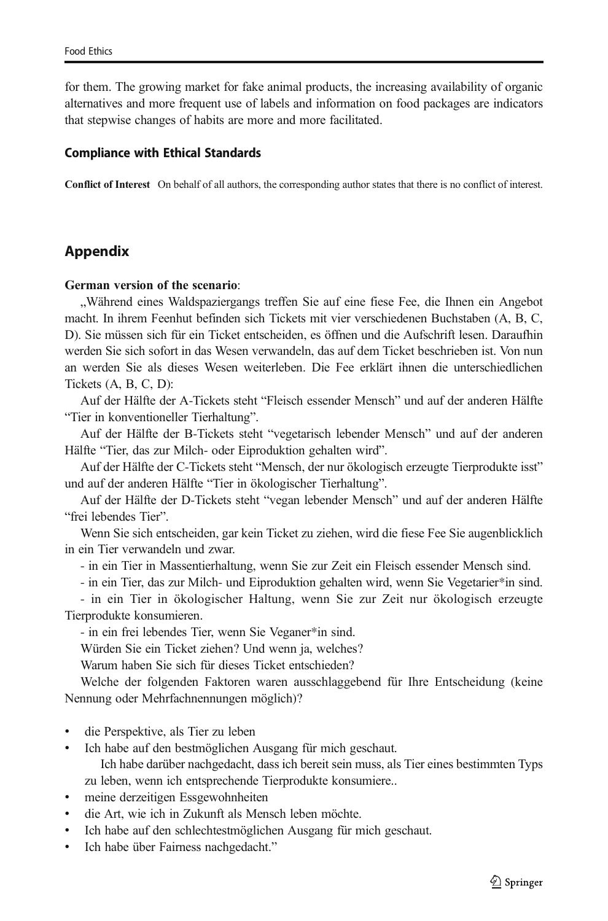for them. The growing market for fake animal products, the increasing availability of organic alternatives and more frequent use of labels and information on food packages are indicators that stepwise changes of habits are more and more facilitated.

### Compliance with Ethical Standards

**Conflict of Interest** On behalf of all authors, the corresponding author states that there is no conflict of interest.

## Appendix

**German version of the scenario**:

„Während eines Waldspaziergangs treffen Sie auf eine fiese Fee, die Ihnen ein Angebot macht. In ihrem Feenhut befinden sich Tickets mit vier verschiedenen Buchstaben (A, B, C, D). Sie müssen sich für ein Ticket entscheiden, es öffnen und die Aufschrift lesen. Daraufhin werden Sie sich sofort in das Wesen verwandeln, das auf dem Ticket beschrieben ist. Von nun an werden Sie als dieses Wesen weiterleben. Die Fee erklärt ihnen die unterschiedlichen Tickets (A, B, C, D):

Auf der Hälfte der A-Tickets steht "Fleisch essender Mensch" und auf der anderen Hälfte "Tier in konventioneller Tierhaltung".

Auf der Hälfte der B-Tickets steht "vegetarisch lebender Mensch" und auf der anderen Hälfte "Tier, das zur Milch- oder Eiproduktion gehalten wird".

Auf der Hälfte der C-Tickets steht "Mensch, der nur ökologisch erzeugte Tierprodukte isst" und auf der anderen Hälfte "Tier in ökologischer Tierhaltung".

Auf der Hälfte der D-Tickets steht "vegan lebender Mensch" und auf der anderen Hälfte "frei lebendes Tier".

Wenn Sie sich entscheiden, gar kein Ticket zu ziehen, wird die fiese Fee Sie augenblicklich in ein Tier verwandeln und zwar.

- in ein Tier in Massentierhaltung, wenn Sie zur Zeit ein Fleisch essender Mensch sind.
- in ein Tier, das zur Milch- und Eiproduktion gehalten wird, wenn Sie Vegetarier*in sind.
- in ein Tier in ökologischer Haltung, wenn Sie zur Zeit nur ökologisch erzeugte Tierprodukte konsumieren.
- in ein frei lebendes Tier, wenn Sie Veganer*in sind.

Würden Sie ein Ticket ziehen? Und wenn ja, welches?

Warum haben Sie sich für dieses Ticket entschieden?

Welche der folgenden Faktoren waren ausschlaggebend für Ihre Entscheidung (keine Nennung oder Mehrfachnennungen möglich)?

- die Perspektive, als Tier zu leben
- Ich habe auf den bestmöglichen Ausgang für mich geschaut.
  Ich habe darüber nachgedacht, dass ich bereit sein muss, als Tier eines bestimmten Typs zu leben, wenn ich entsprechende Tierprodukte konsumiere..
- meine derzeitigen Essgewohnheiten
- die Art, wie ich in Zukunft als Mensch leben möchte.
- Ich habe auf den schlechtestmöglichen Ausgang für mich geschaut.
- Ich habe über Fairness nachgedacht."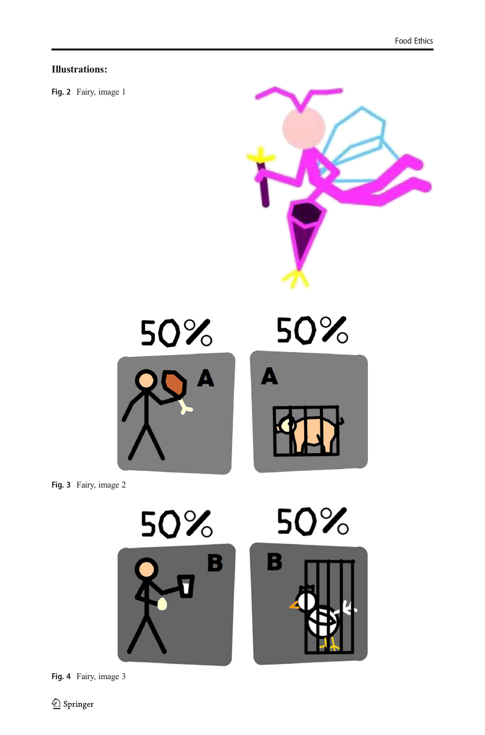**Illustrations:**

Fig. 2 Fairy, image 1

Fig. 3 Fairy, image 2

Fig. 4 Fairy, image 3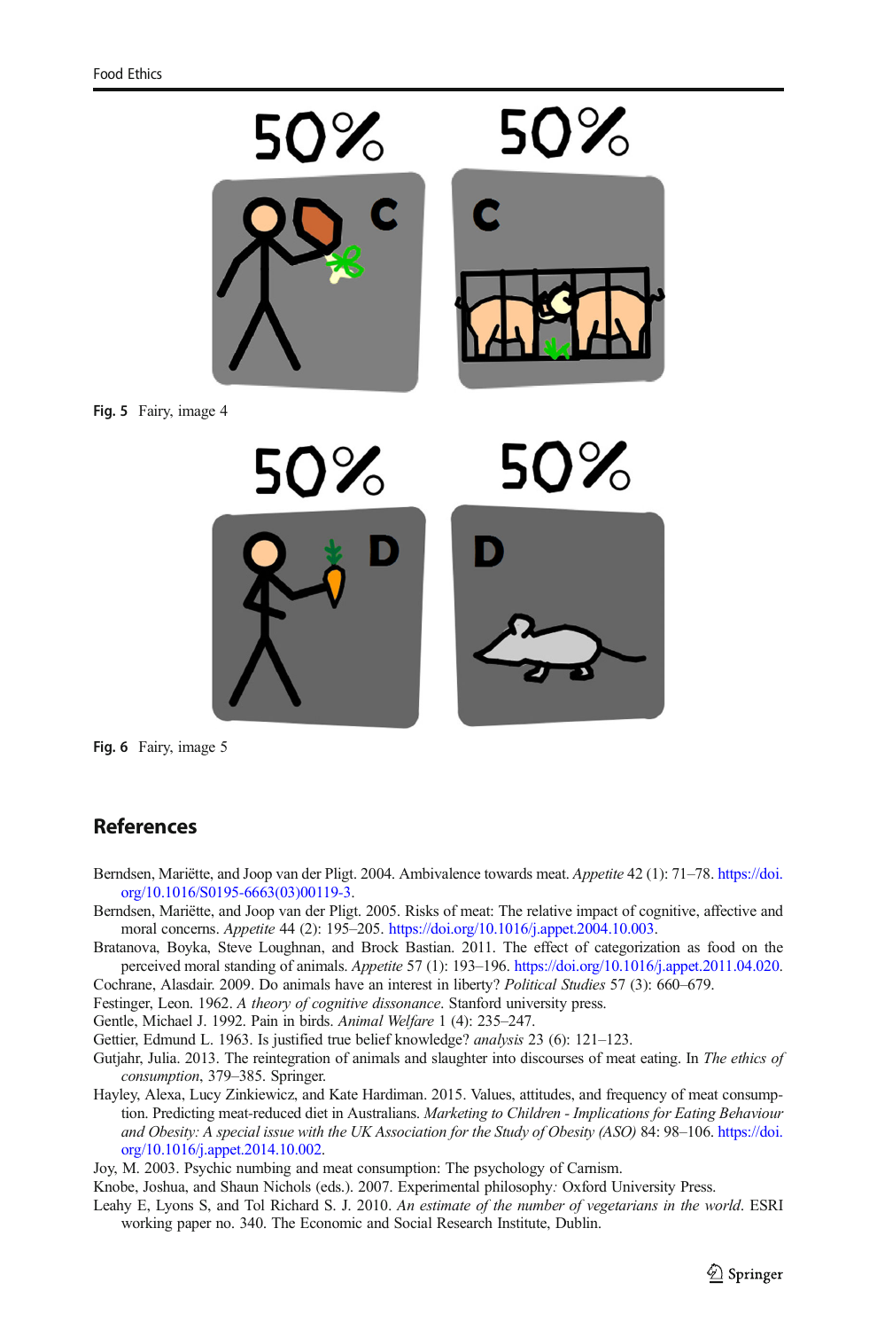Fig. 5 Fairy, image 4

Fig. 6 Fairy, image 5

## References

Berndsen, Mariëtte, and Joop van der Pligt. 2004. Ambivalence towards meat. *Appetite* 42 (1): 71–78. https://doi.org/10.1016/S0195-6663(03)00119-3.

Berndsen, Mariëtte, and Joop van der Pligt. 2005. Risks of meat: The relative impact of cognitive, affective and moral concerns. *Appetite* 44 (2): 195–205. https://doi.org/10.1016/j.appet.2004.10.003.

Bratanova, Boyka, Steve Loughnan, and Brock Bastian. 2011. The effect of categorization as food on the perceived moral standing of animals. *Appetite* 57 (1): 193–196. https://doi.org/10.1016/j.appet.2011.04.020.

Cochrane, Alasdair. 2009. Do animals have an interest in liberty? *Political Studies* 57 (3): 660–679.

Festinger, Leon. 1962. *A theory of cognitive dissonance*. Stanford university press.

Gentle, Michael J. 1992. Pain in birds. *Animal Welfare* 1 (4): 235–247.

Gettier, Edmund L. 1963. Is justified true belief knowledge? *analysis* 23 (6): 121–123.

Gutjahr, Julia. 2013. The reintegration of animals and slaughter into discourses of meat eating. In *The ethics of consumption*, 379–385. Springer.

Hayley, Alexa, Lucy Zinkiewicz, and Kate Hardiman. 2015. Values, attitudes, and frequency of meat consumption. Predicting meat-reduced diet in Australians. *Marketing to Children - Implications for Eating Behaviour and Obesity: A special issue with the UK Association for the Study of Obesity (ASO)* 84: 98–106. https://doi.org/10.1016/j.appet.2014.10.002.

Joy, M. 2003. Psychic numbing and meat consumption: The psychology of Carnism.

Knobe, Joshua, and Shaun Nichols (eds.). 2007. Experimental philosophy*:* Oxford University Press.

Leahy E, Lyons S, and Tol Richard S. J. 2010. *An estimate of the number of vegetarians in the world*. ESRI working paper no. 340. The Economic and Social Research Institute, Dublin.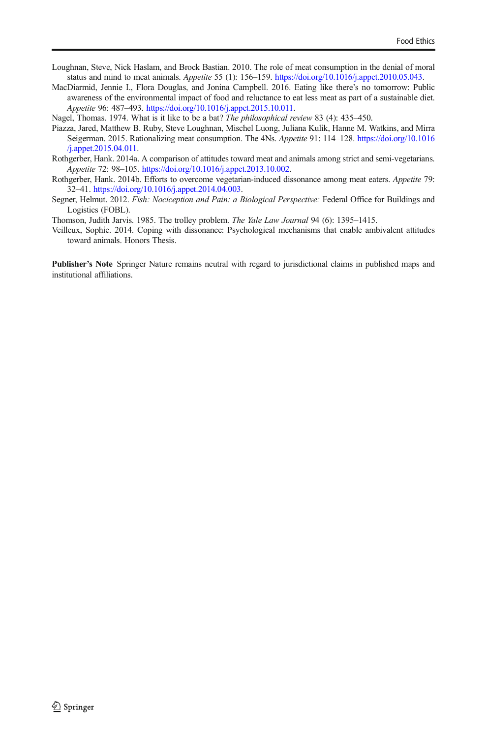Loughnan, Steve, Nick Haslam, and Brock Bastian. 2010. The role of meat consumption in the denial of moral status and mind to meat animals. *Appetite* 55 (1): 156–159. https://doi.org/10.1016/j.appet.2010.05.043.

MacDiarmid, Jennie I., Flora Douglas, and Jonina Campbell. 2016. Eating like there's no tomorrow: Public awareness of the environmental impact of food and reluctance to eat less meat as part of a sustainable diet. *Appetite* 96: 487–493. https://doi.org/10.1016/j.appet.2015.10.011.

Nagel, Thomas. 1974. What is it like to be a bat? *The philosophical review* 83 (4): 435–450.

Piazza, Jared, Matthew B. Ruby, Steve Loughnan, Mischel Luong, Juliana Kulik, Hanne M. Watkins, and Mirra Seigerman. 2015. Rationalizing meat consumption. The 4Ns. *Appetite* 91: 114–128. https://doi.org/10.1016/j.appet.2015.04.011.

Rothgerber, Hank. 2014a. A comparison of attitudes toward meat and animals among strict and semi-vegetarians. *Appetite* 72: 98–105. https://doi.org/10.1016/j.appet.2013.10.002.

Rothgerber, Hank. 2014b. Efforts to overcome vegetarian-induced dissonance among meat eaters. *Appetite* 79: 32–41. https://doi.org/10.1016/j.appet.2014.04.003.

Segner, Helmut. 2012. *Fish: Nociception and Pain: a Biological Perspective:* Federal Office for Buildings and Logistics (FOBL).

Thomson, Judith Jarvis. 1985. The trolley problem. *The Yale Law Journal* 94 (6): 1395–1415.

Veilleux, Sophie. 2014. Coping with dissonance: Psychological mechanisms that enable ambivalent attitudes toward animals. Honors Thesis.

**Publisher's Note** Springer Nature remains neutral with regard to jurisdictional claims in published maps and institutional affiliations.